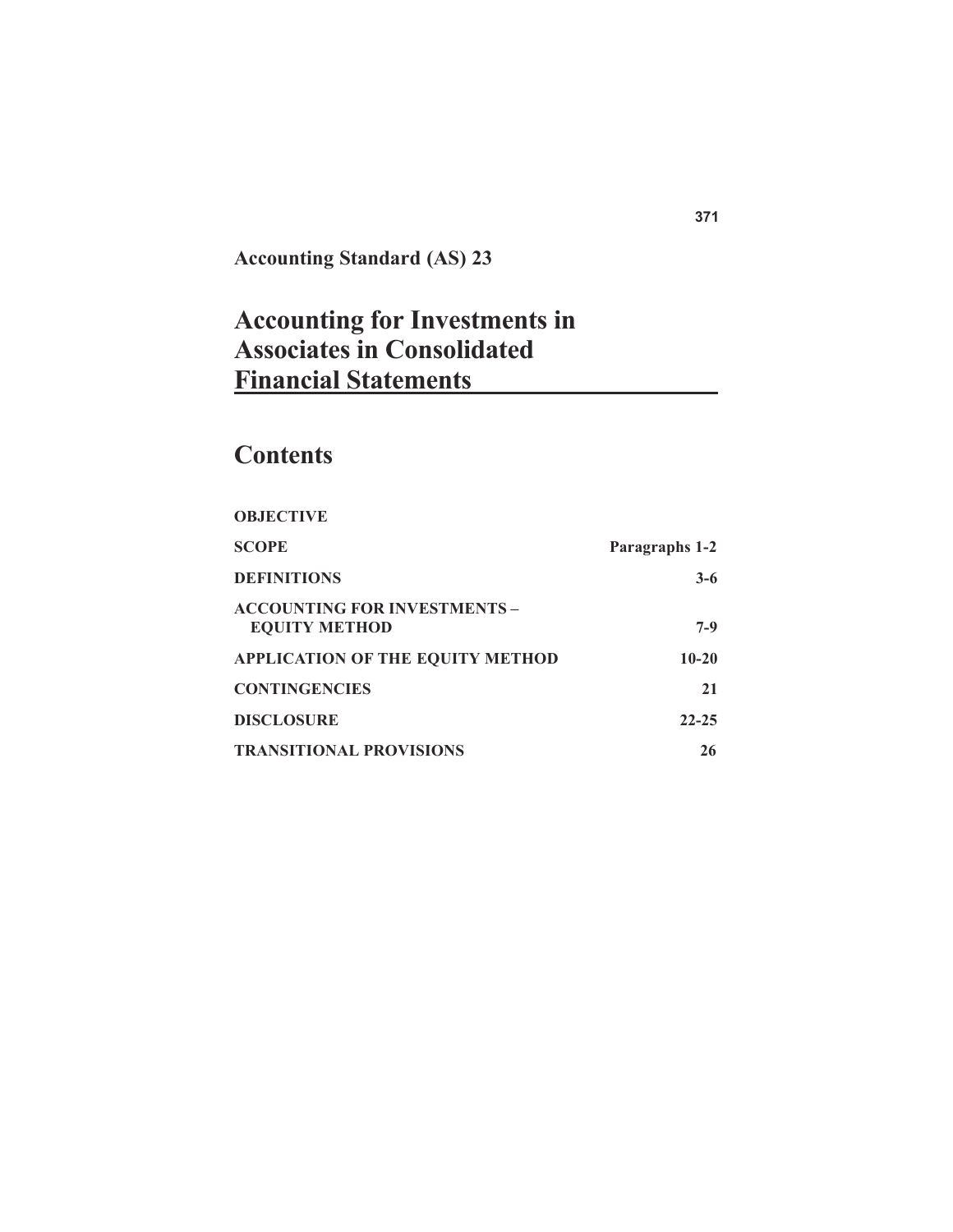**Accounting Standard (AS) 23**

# Accounting for Investments in Associates in Consolidated Financial Statements

## Contents

| | |
|---|---|
| **OBJECTIVE** | |
| **SCOPE** | **Paragraphs 1-2** |
| **DEFINITIONS** | **3-6** |
| **ACCOUNTING FOR INVESTMENTS – EQUITY METHOD** | **7-9** |
| **APPLICATION OF THE EQUITY METHOD** | **10-20** |
| **CONTINGENCIES** | **21** |
| **DISCLOSURE** | **22-25** |
| **TRANSITIONAL PROVISIONS** | **26** |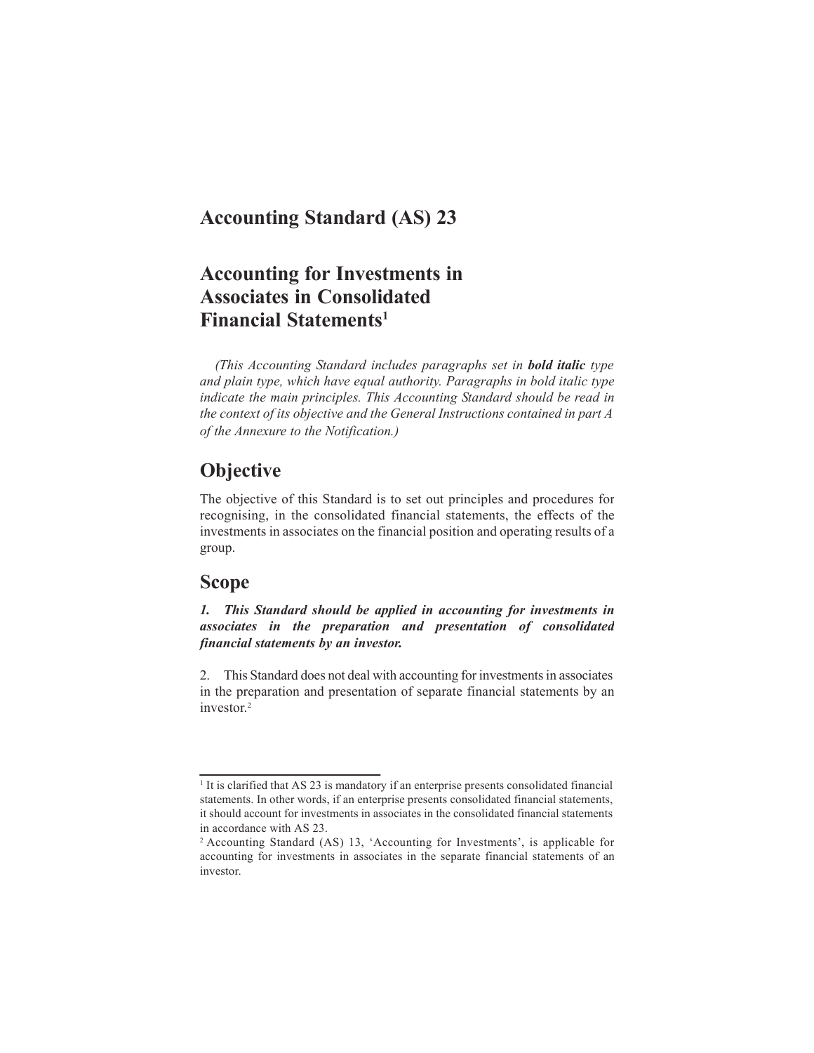# Accounting Standard (AS) 23

# Accounting for Investments in Associates in Consolidated Financial Statements[1]

*(This Accounting Standard includes paragraphs set in* ***bold italic*** *type and plain type, which have equal authority. Paragraphs in bold italic type indicate the main principles. This Accounting Standard should be read in the context of its objective and the General Instructions contained in part A of the Annexure to the Notification.)*

## Objective

The objective of this Standard is to set out principles and procedures for recognising, in the consolidated financial statements, the effects of the investments in associates on the financial position and operating results of a group.

## Scope

***1. This Standard should be applied in accounting for investments in associates in the preparation and presentation of consolidated financial statements by an investor.***

2. This Standard does not deal with accounting for investments in associates in the preparation and presentation of separate financial statements by an investor.[2]

---

[1] It is clarified that AS 23 is mandatory if an enterprise presents consolidated financial statements. In other words, if an enterprise presents consolidated financial statements, it should account for investments in associates in the consolidated financial statements in accordance with AS 23.

[2] Accounting Standard (AS) 13, 'Accounting for Investments', is applicable for accounting for investments in associates in the separate financial statements of an investor.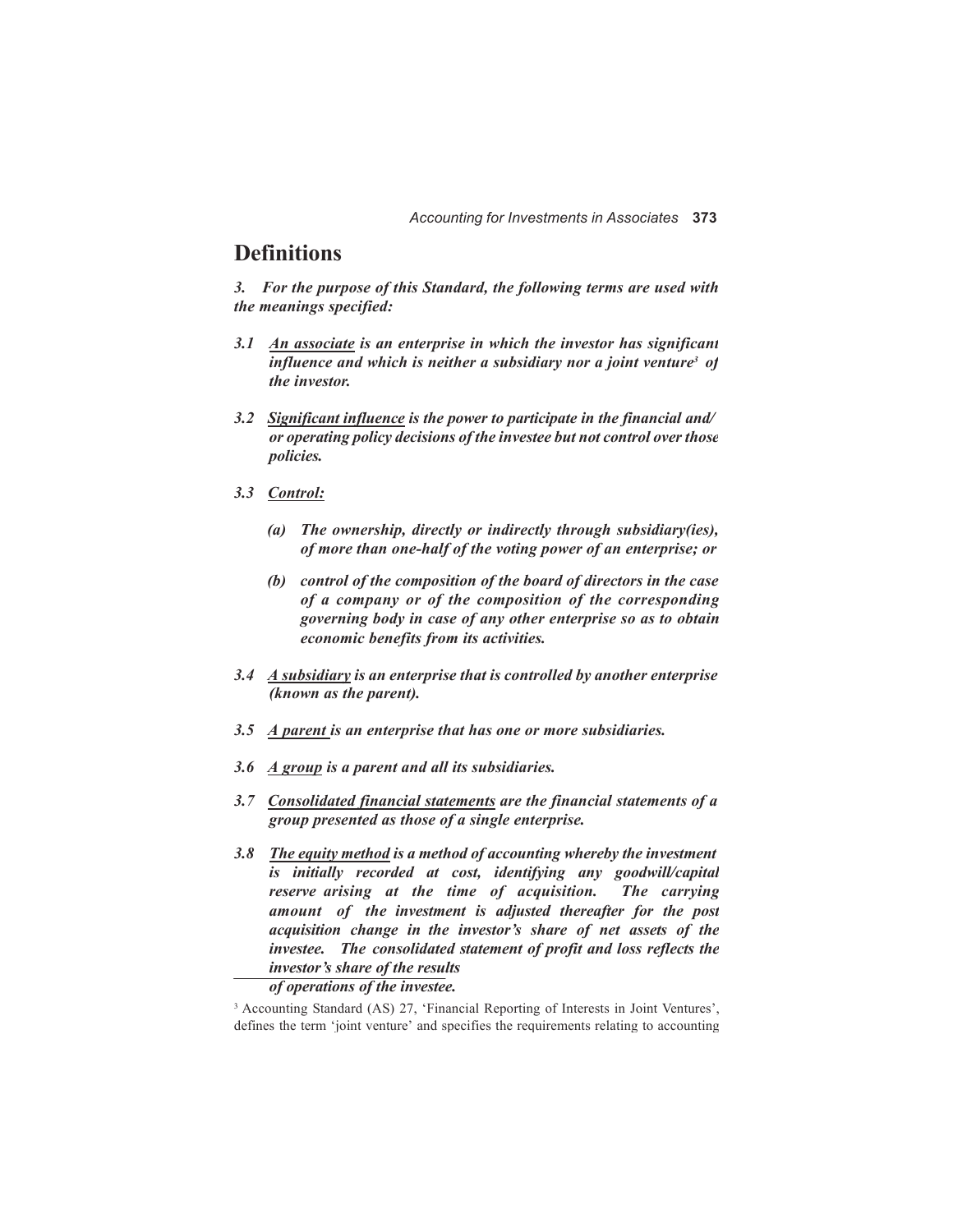## Definitions

***3. For the purpose of this Standard, the following terms are used with the meanings specified:***

***3.1 <u>An associate</u> is an enterprise in which the investor has significant influence and which is neither a subsidiary nor a joint venture[3] of the investor.***

***3.2 <u>Significant influence</u> is the power to participate in the financial and/ or operating policy decisions of the investee but not control over those policies.***

***3.3 <u>Control:</u>***

***(a) The ownership, directly or indirectly through subsidiary(ies), of more than one-half of the voting power of an enterprise; or***

***(b) control of the composition of the board of directors in the case of a company or of the composition of the corresponding governing body in case of any other enterprise so as to obtain economic benefits from its activities.***

***3.4 <u>A subsidiary</u> is an enterprise that is controlled by another enterprise (known as the parent).***

***3.5 <u>A parent</u> is an enterprise that has one or more subsidiaries.***

***3.6 <u>A group</u> is a parent and all its subsidiaries.***

***3.7 <u>Consolidated financial statements</u> are the financial statements of a group presented as those of a single enterprise.***

***3.8 <u>The equity method</u> is a method of accounting whereby the investment is initially recorded at cost, identifying any goodwill/capital reserve arising at the time of acquisition. The carrying amount of the investment is adjusted thereafter for the post acquisition change in the investor's share of net assets of the investee. The consolidated statement of profit and loss reflects the investor's share of the results of operations of the investee.***

[3] Accounting Standard (AS) 27, 'Financial Reporting of Interests in Joint Ventures', defines the term 'joint venture' and specifies the requirements relating to accounting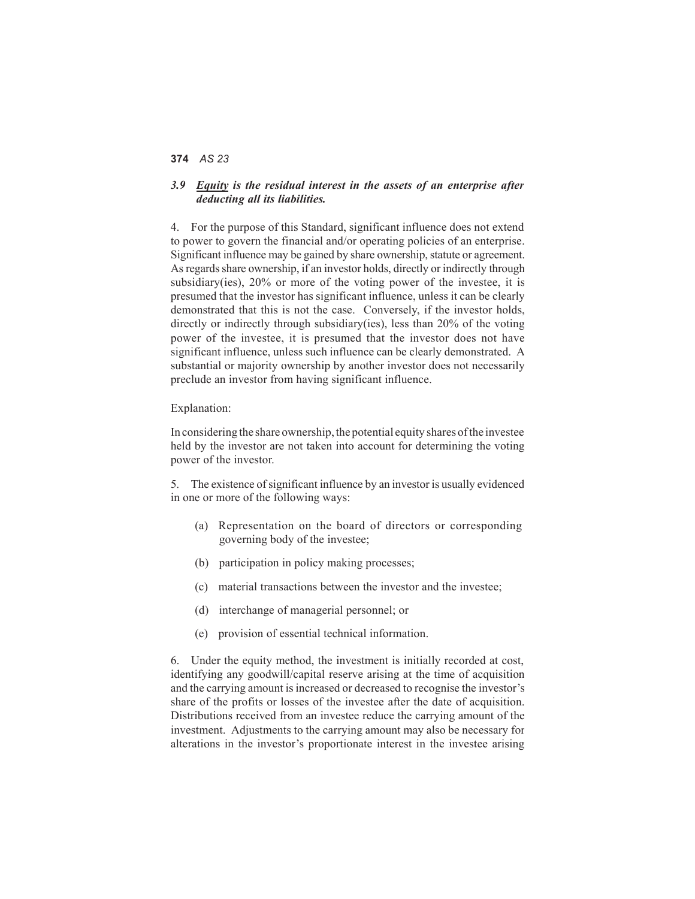***3.9 <u>Equity</u> is the residual interest in the assets of an enterprise after deducting all its liabilities.***

4. For the purpose of this Standard, significant influence does not extend to power to govern the financial and/or operating policies of an enterprise. Significant influence may be gained by share ownership, statute or agreement. As regards share ownership, if an investor holds, directly or indirectly through subsidiary(ies), 20% or more of the voting power of the investee, it is presumed that the investor has significant influence, unless it can be clearly demonstrated that this is not the case. Conversely, if the investor holds, directly or indirectly through subsidiary(ies), less than 20% of the voting power of the investee, it is presumed that the investor does not have significant influence, unless such influence can be clearly demonstrated. A substantial or majority ownership by another investor does not necessarily preclude an investor from having significant influence.

Explanation:

In considering the share ownership, the potential equity shares of the investee held by the investor are not taken into account for determining the voting power of the investor.

5. The existence of significant influence by an investor is usually evidenced in one or more of the following ways:

(a) Representation on the board of directors or corresponding governing body of the investee;

(b) participation in policy making processes;

(c) material transactions between the investor and the investee;

(d) interchange of managerial personnel; or

(e) provision of essential technical information.

6. Under the equity method, the investment is initially recorded at cost, identifying any goodwill/capital reserve arising at the time of acquisition and the carrying amount is increased or decreased to recognise the investor's share of the profits or losses of the investee after the date of acquisition. Distributions received from an investee reduce the carrying amount of the investment. Adjustments to the carrying amount may also be necessary for alterations in the investor's proportionate interest in the investee arising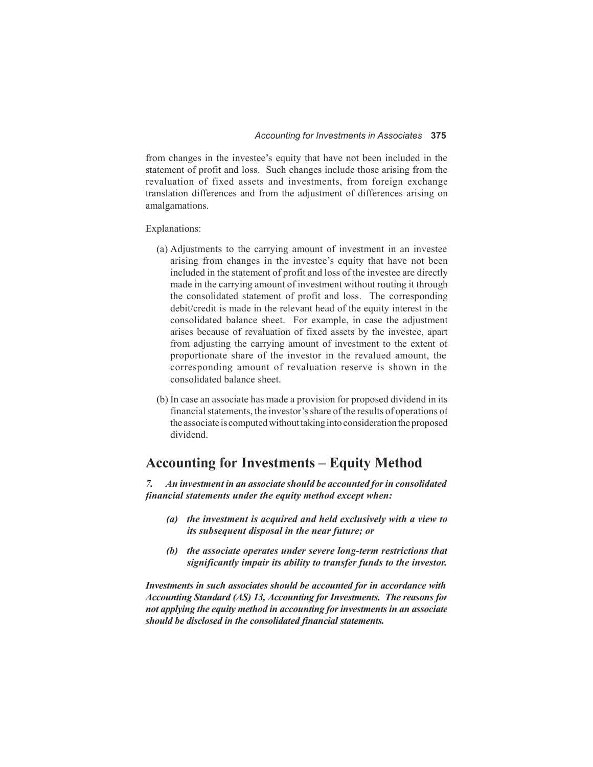from changes in the investee's equity that have not been included in the statement of profit and loss. Such changes include those arising from the revaluation of fixed assets and investments, from foreign exchange translation differences and from the adjustment of differences arising on amalgamations.

Explanations:

(a) Adjustments to the carrying amount of investment in an investee arising from changes in the investee's equity that have not been included in the statement of profit and loss of the investee are directly made in the carrying amount of investment without routing it through the consolidated statement of profit and loss. The corresponding debit/credit is made in the relevant head of the equity interest in the consolidated balance sheet. For example, in case the adjustment arises because of revaluation of fixed assets by the investee, apart from adjusting the carrying amount of investment to the extent of proportionate share of the investor in the revalued amount, the corresponding amount of revaluation reserve is shown in the consolidated balance sheet.

(b) In case an associate has made a provision for proposed dividend in its financial statements, the investor's share of the results of operations of the associate is computed without taking into consideration the proposed dividend.

## Accounting for Investments – Equity Method

***7. An investment in an associate should be accounted for in consolidated financial statements under the equity method except when:***

***(a) the investment is acquired and held exclusively with a view to its subsequent disposal in the near future; or***

***(b) the associate operates under severe long-term restrictions that significantly impair its ability to transfer funds to the investor.***

***Investments in such associates should be accounted for in accordance with Accounting Standard (AS) 13, Accounting for Investments. The reasons for not applying the equity method in accounting for investments in an associate should be disclosed in the consolidated financial statements.***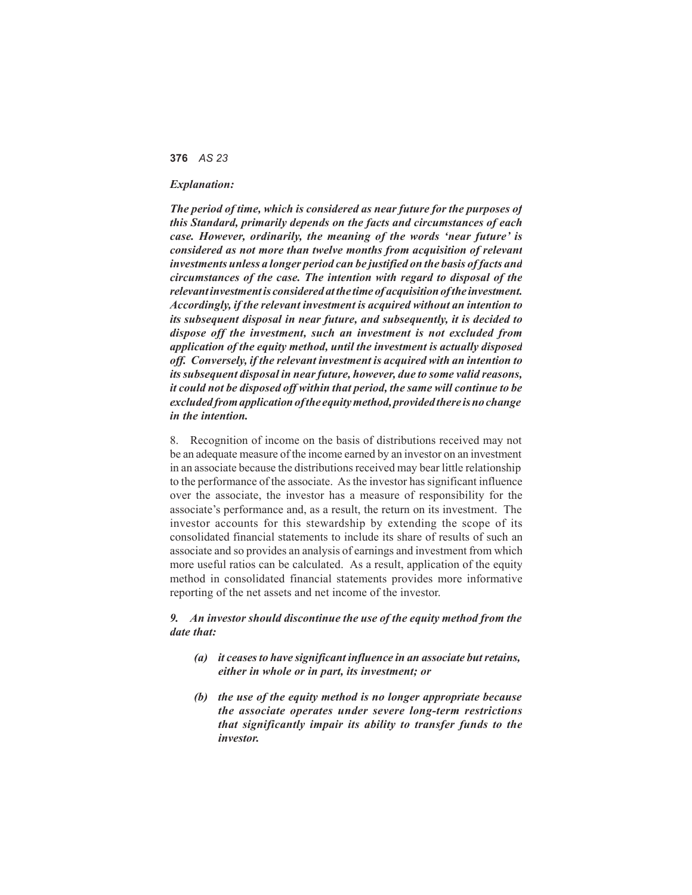*Explanation:*

***The period of time, which is considered as near future for the purposes of this Standard, primarily depends on the facts and circumstances of each case. However, ordinarily, the meaning of the words 'near future' is considered as not more than twelve months from acquisition of relevant investments unless a longer period can be justified on the basis of facts and circumstances of the case. The intention with regard to disposal of the relevant investment is considered at the time of acquisition of the investment. Accordingly, if the relevant investment is acquired without an intention to its subsequent disposal in near future, and subsequently, it is decided to dispose off the investment, such an investment is not excluded from application of the equity method, until the investment is actually disposed off. Conversely, if the relevant investment is acquired with an intention to its subsequent disposal in near future, however, due to some valid reasons, it could not be disposed off within that period, the same will continue to be excluded from application of the equity method, provided there is no change in the intention.***

8. Recognition of income on the basis of distributions received may not be an adequate measure of the income earned by an investor on an investment in an associate because the distributions received may bear little relationship to the performance of the associate. As the investor has significant influence over the associate, the investor has a measure of responsibility for the associate's performance and, as a result, the return on its investment. The investor accounts for this stewardship by extending the scope of its consolidated financial statements to include its share of results of such an associate and so provides an analysis of earnings and investment from which more useful ratios can be calculated. As a result, application of the equity method in consolidated financial statements provides more informative reporting of the net assets and net income of the investor.

***9. An investor should discontinue the use of the equity method from the date that:***

- ***(a) it ceases to have significant influence in an associate but retains, either in whole or in part, its investment; or***
- ***(b) the use of the equity method is no longer appropriate because the associate operates under severe long-term restrictions that significantly impair its ability to transfer funds to the investor.***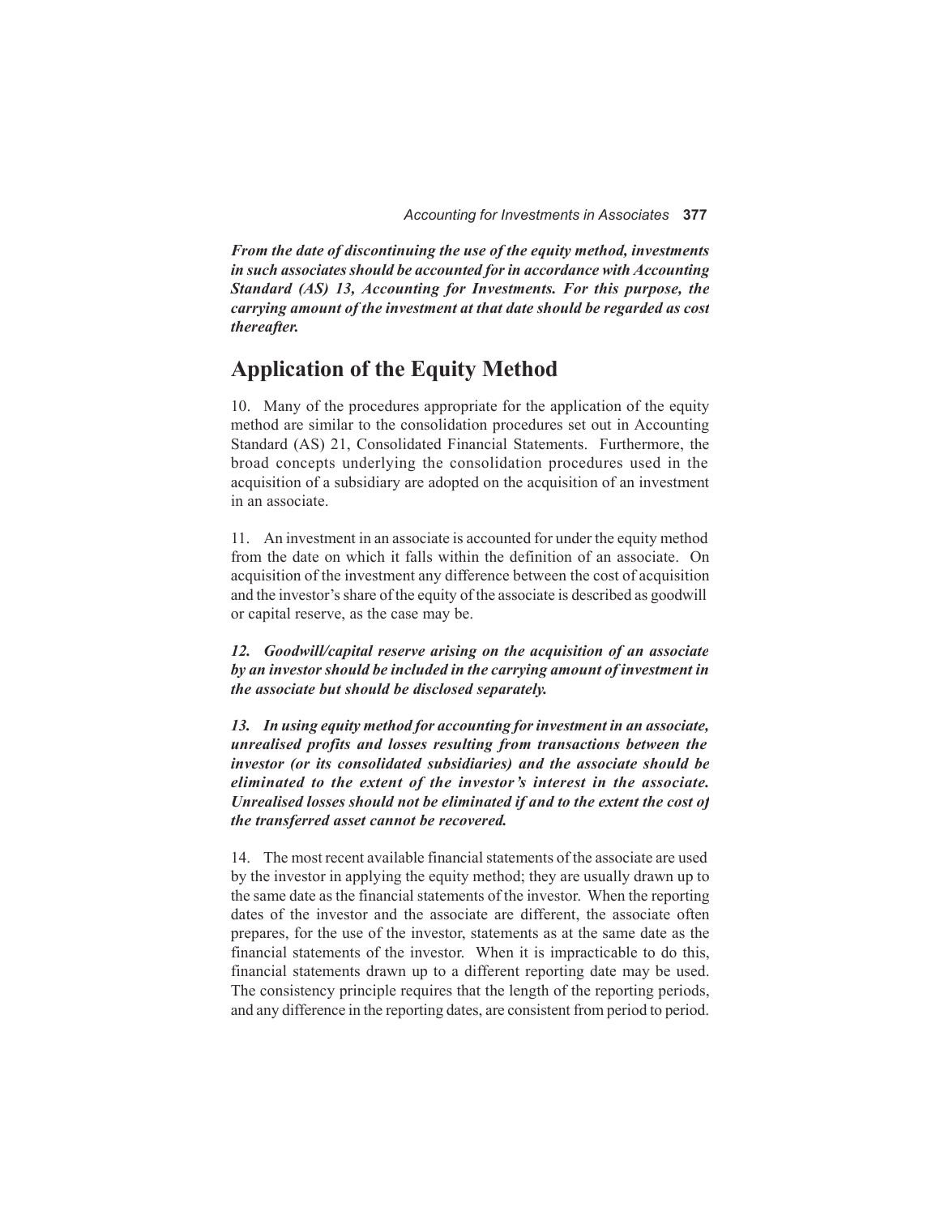***From the date of discontinuing the use of the equity method, investments in such associates should be accounted for in accordance with Accounting Standard (AS) 13, Accounting for Investments. For this purpose, the carrying amount of the investment at that date should be regarded as cost thereafter.***

## Application of the Equity Method

10. Many of the procedures appropriate for the application of the equity method are similar to the consolidation procedures set out in Accounting Standard (AS) 21, Consolidated Financial Statements. Furthermore, the broad concepts underlying the consolidation procedures used in the acquisition of a subsidiary are adopted on the acquisition of an investment in an associate.

11. An investment in an associate is accounted for under the equity method from the date on which it falls within the definition of an associate. On acquisition of the investment any difference between the cost of acquisition and the investor's share of the equity of the associate is described as goodwill or capital reserve, as the case may be.

***12. Goodwill/capital reserve arising on the acquisition of an associate by an investor should be included in the carrying amount of investment in the associate but should be disclosed separately.***

***13. In using equity method for accounting for investment in an associate, unrealised profits and losses resulting from transactions between the investor (or its consolidated subsidiaries) and the associate should be eliminated to the extent of the investor's interest in the associate. Unrealised losses should not be eliminated if and to the extent the cost of the transferred asset cannot be recovered.***

14. The most recent available financial statements of the associate are used by the investor in applying the equity method; they are usually drawn up to the same date as the financial statements of the investor. When the reporting dates of the investor and the associate are different, the associate often prepares, for the use of the investor, statements as at the same date as the financial statements of the investor. When it is impracticable to do this, financial statements drawn up to a different reporting date may be used. The consistency principle requires that the length of the reporting periods, and any difference in the reporting dates, are consistent from period to period.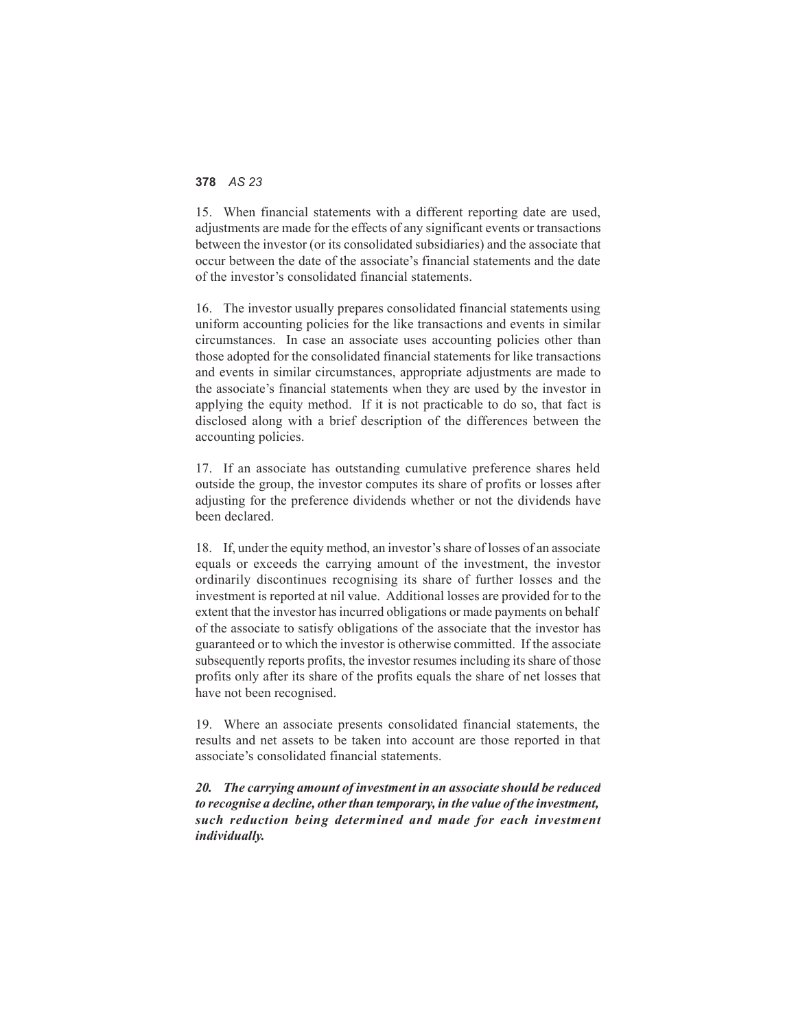15. When financial statements with a different reporting date are used, adjustments are made for the effects of any significant events or transactions between the investor (or its consolidated subsidiaries) and the associate that occur between the date of the associate's financial statements and the date of the investor's consolidated financial statements.

16. The investor usually prepares consolidated financial statements using uniform accounting policies for the like transactions and events in similar circumstances. In case an associate uses accounting policies other than those adopted for the consolidated financial statements for like transactions and events in similar circumstances, appropriate adjustments are made to the associate's financial statements when they are used by the investor in applying the equity method. If it is not practicable to do so, that fact is disclosed along with a brief description of the differences between the accounting policies.

17. If an associate has outstanding cumulative preference shares held outside the group, the investor computes its share of profits or losses after adjusting for the preference dividends whether or not the dividends have been declared.

18. If, under the equity method, an investor's share of losses of an associate equals or exceeds the carrying amount of the investment, the investor ordinarily discontinues recognising its share of further losses and the investment is reported at nil value. Additional losses are provided for to the extent that the investor has incurred obligations or made payments on behalf of the associate to satisfy obligations of the associate that the investor has guaranteed or to which the investor is otherwise committed. If the associate subsequently reports profits, the investor resumes including its share of those profits only after its share of the profits equals the share of net losses that have not been recognised.

19. Where an associate presents consolidated financial statements, the results and net assets to be taken into account are those reported in that associate's consolidated financial statements.

***20. The carrying amount of investment in an associate should be reduced to recognise a decline, other than temporary, in the value of the investment, such reduction being determined and made for each investment individually.***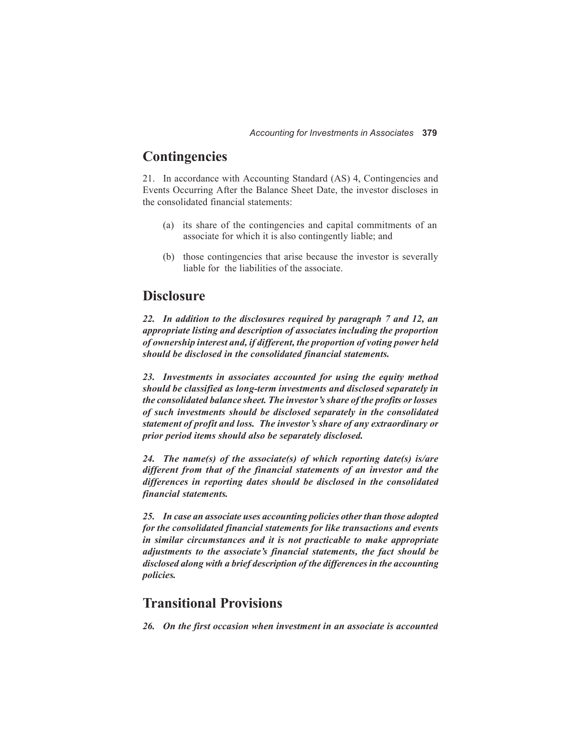## Contingencies

21. In accordance with Accounting Standard (AS) 4, Contingencies and Events Occurring After the Balance Sheet Date, the investor discloses in the consolidated financial statements:

(a) its share of the contingencies and capital commitments of an associate for which it is also contingently liable; and

(b) those contingencies that arise because the investor is severally liable for the liabilities of the associate.

## Disclosure

***22. In addition to the disclosures required by paragraph 7 and 12, an appropriate listing and description of associates including the proportion of ownership interest and, if different, the proportion of voting power held should be disclosed in the consolidated financial statements.***

***23. Investments in associates accounted for using the equity method should be classified as long-term investments and disclosed separately in the consolidated balance sheet. The investor's share of the profits or losses of such investments should be disclosed separately in the consolidated statement of profit and loss. The investor's share of any extraordinary or prior period items should also be separately disclosed.***

***24. The name(s) of the associate(s) of which reporting date(s) is/are different from that of the financial statements of an investor and the differences in reporting dates should be disclosed in the consolidated financial statements.***

***25. In case an associate uses accounting policies other than those adopted for the consolidated financial statements for like transactions and events in similar circumstances and it is not practicable to make appropriate adjustments to the associate's financial statements, the fact should be disclosed along with a brief description of the differences in the accounting policies.***

## Transitional Provisions

***26. On the first occasion when investment in an associate is accounted***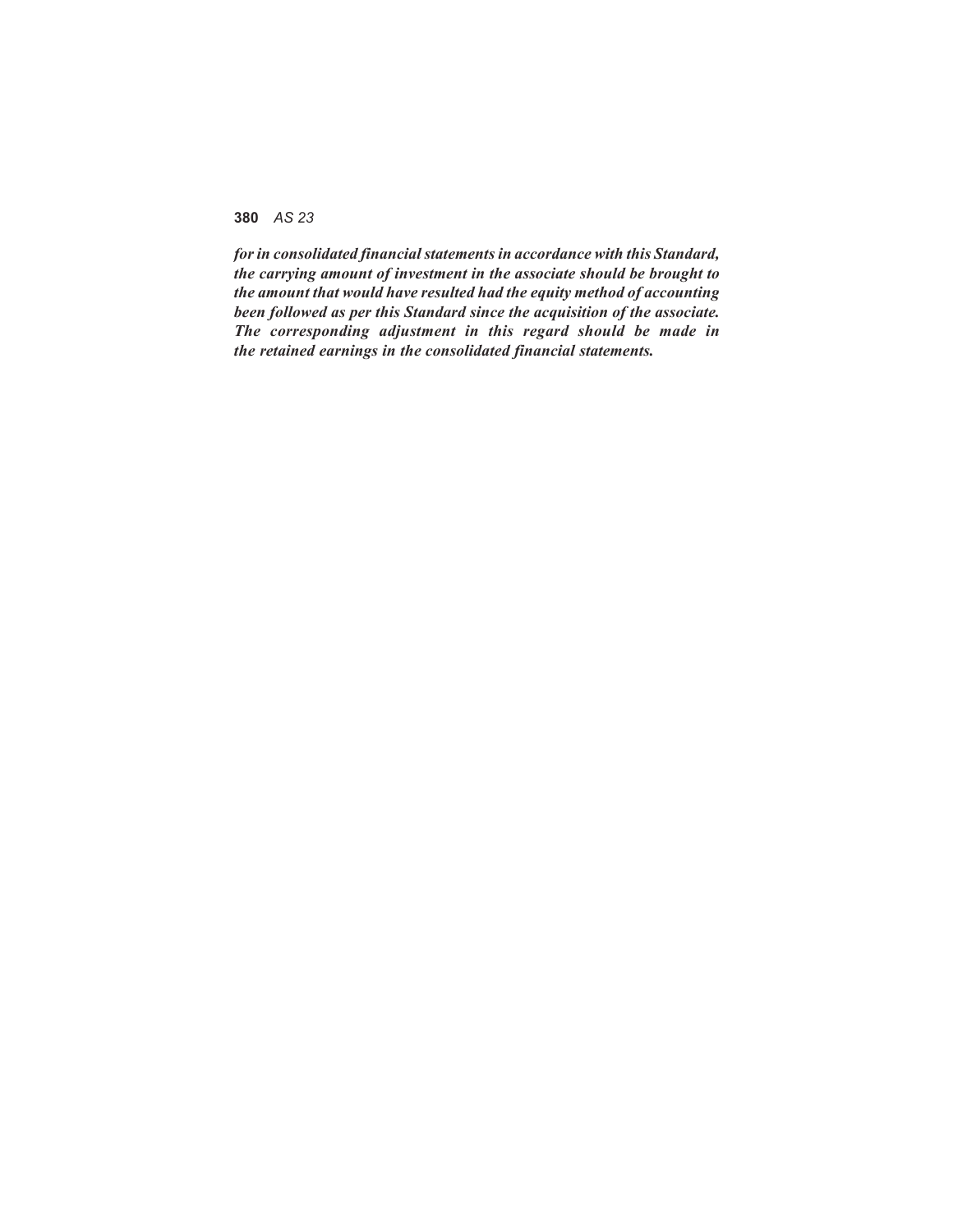***for in consolidated financial statements in accordance with this Standard, the carrying amount of investment in the associate should be brought to the amount that would have resulted had the equity method of accounting been followed as per this Standard since the acquisition of the associate. The corresponding adjustment in this regard should be made in the retained earnings in the consolidated financial statements.***